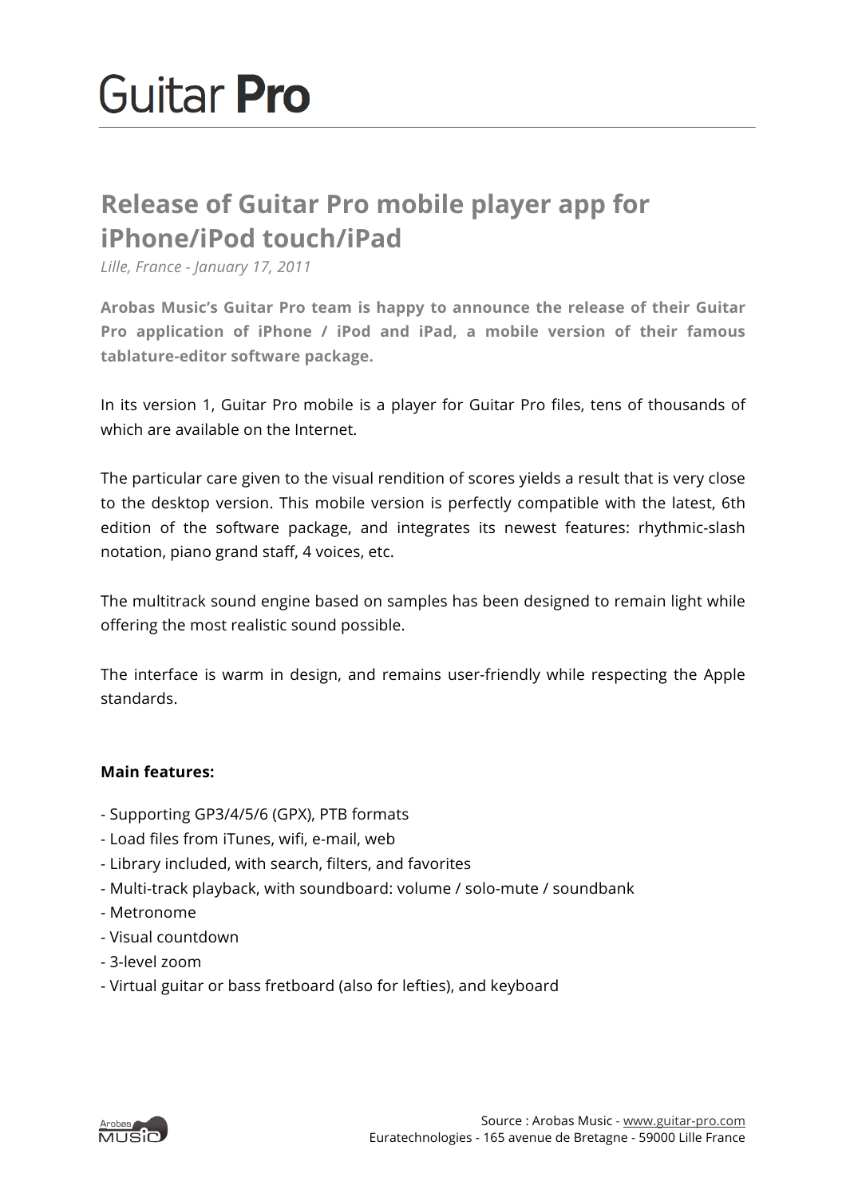# Guitar **Pro**

## Release of Guitar Pro mobile player app for iPhone/iPod touch/iPad

*Lille, France - January 17, 2011*

**Arobas Music's Guitar Pro team is happy to announce the release of their Guitar Pro application of iPhone / iPod and iPad, a mobile version of their famous tablature-editor software package.**

In its version 1, Guitar Pro mobile is a player for Guitar Pro files, tens of thousands of which are available on the Internet.

The particular care given to the visual rendition of scores yields a result that is very close to the desktop version. This mobile version is perfectly compatible with the latest, 6th edition of the software package, and integrates its newest features: rhythmic-slash notation, piano grand staff, 4 voices, etc.

The multitrack sound engine based on samples has been designed to remain light while offering the most realistic sound possible.

The interface is warm in design, and remains user-friendly while respecting the Apple standards.

**Main features:**

- Supporting GP3/4/5/6 (GPX), PTB formats
- Load files from iTunes, wifi, e-mail, web
- Library included, with search, filters, and favorites
- Multi-track playback, with soundboard: volume / solo-mute / soundbank
- Metronome
- Visual countdown
- 3-level zoom
- Virtual guitar or bass fretboard (also for lefties), and keyboard

Source : Arobas Music - www.guitar-pro.com
Euratechnologies - 165 avenue de Bretagne - 59000 Lille France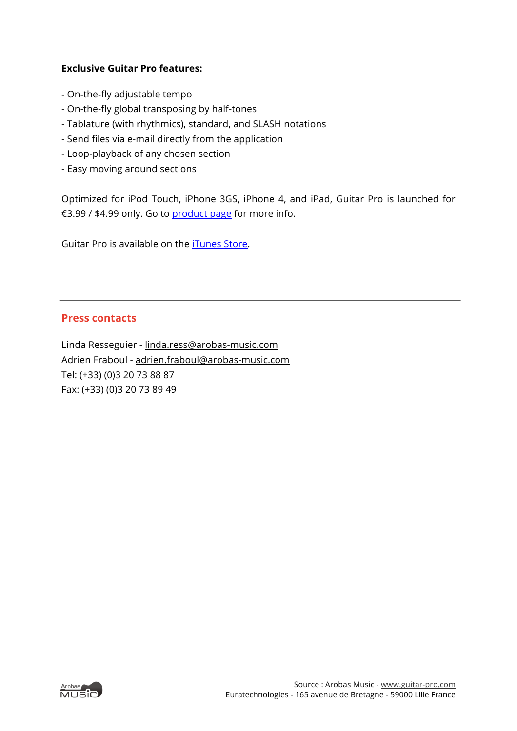**Exclusive Guitar Pro features:**

- On-the-fly adjustable tempo
- On-the-fly global transposing by half-tones
- Tablature (with rhythmics), standard, and SLASH notations
- Send files via e-mail directly from the application
- Loop-playback of any chosen section
- Easy moving around sections

Optimized for iPod Touch, iPhone 3GS, iPhone 4, and iPad, Guitar Pro is launched for €3.99 / $4.99 only. Go to product page for more info.

Guitar Pro is available on the iTunes Store.

---

## Press contacts

Linda Resseguier - linda.ress@arobas-music.com
Adrien Fraboul - adrien.fraboul@arobas-music.com
Tel: (+33) (0)3 20 73 88 87
Fax: (+33) (0)3 20 73 89 49

Source : Arobas Music - www.guitar-pro.com
Euratechnologies - 165 avenue de Bretagne - 59000 Lille France